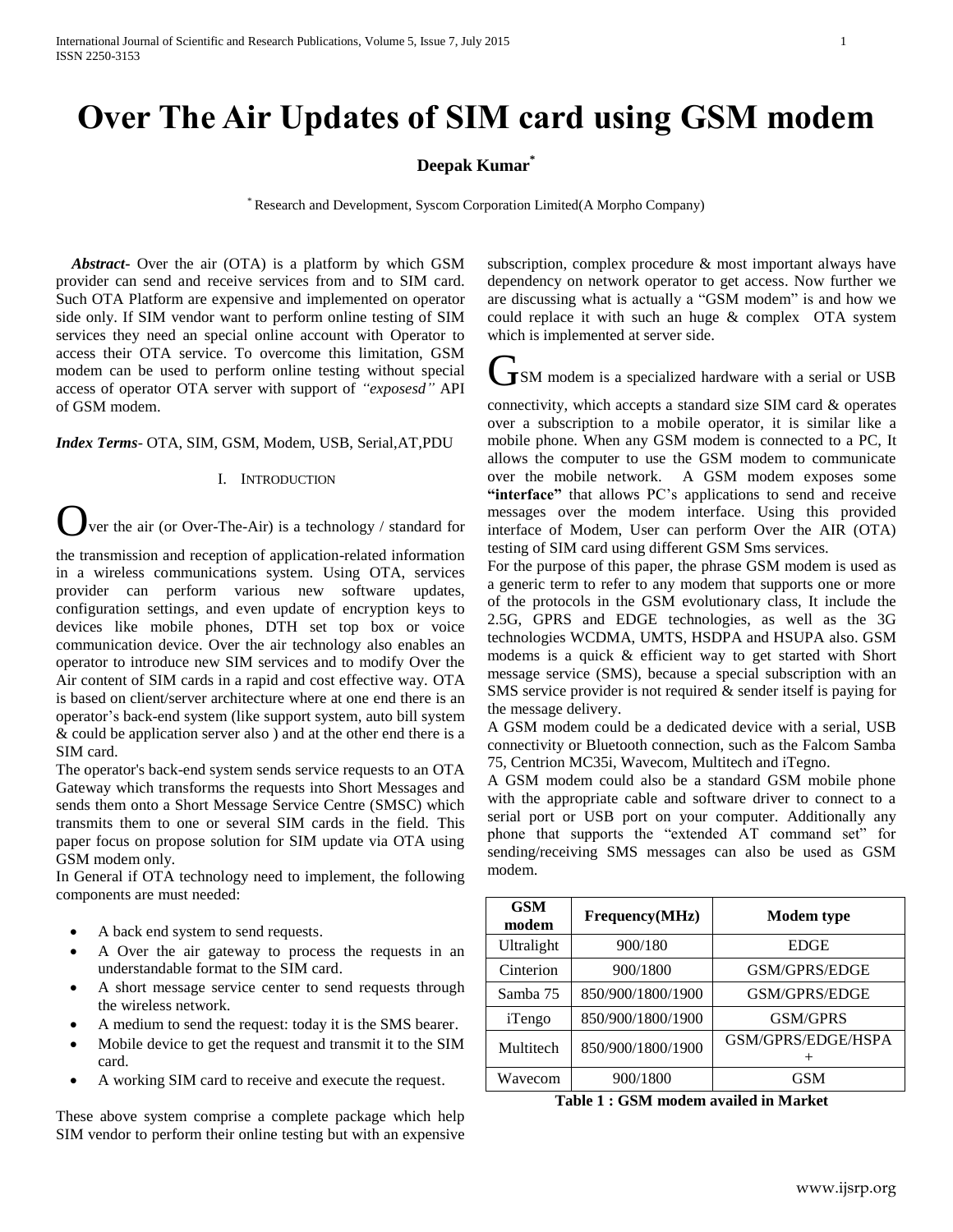# Over The Air Updates of SIM card using GSM modem

**Deepak Kumar[*]**

[*] Research and Development, Syscom Corporation Limited(A Morpho Company)

***Abstract***- Over the air (OTA) is a platform by which GSM provider can send and receive services from and to SIM card. Such OTA Platform are expensive and implemented on operator side only. If SIM vendor want to perform online testing of SIM services they need an special online account with Operator to access their OTA service. To overcome this limitation, GSM modem can be used to perform online testing without special access of operator OTA server with support of *"exposesd"* API of GSM modem.

***Index Terms***- OTA, SIM, GSM, Modem, USB, Serial,AT,PDU

## I. Introduction

Over the air (or Over-The-Air) is a technology / standard for the transmission and reception of application-related information in a wireless communications system. Using OTA, services provider can perform various new software updates, configuration settings, and even update of encryption keys to devices like mobile phones, DTH set top box or voice communication device. Over the air technology also enables an operator to introduce new SIM services and to modify Over the Air content of SIM cards in a rapid and cost effective way. OTA is based on client/server architecture where at one end there is an operator's back-end system (like support system, auto bill system & could be application server also ) and at the other end there is a SIM card.

The operator's back-end system sends service requests to an OTA Gateway which transforms the requests into Short Messages and sends them onto a Short Message Service Centre (SMSC) which transmits them to one or several SIM cards in the field. This paper focus on propose solution for SIM update via OTA using GSM modem only.

In General if OTA technology need to implement, the following components are must needed:

- A back end system to send requests.
- A Over the air gateway to process the requests in an understandable format to the SIM card.
- A short message service center to send requests through the wireless network.
- A medium to send the request: today it is the SMS bearer.
- Mobile device to get the request and transmit it to the SIM card.
- A working SIM card to receive and execute the request.

These above system comprise a complete package which help SIM vendor to perform their online testing but with an expensive subscription, complex procedure & most important always have dependency on network operator to get access. Now further we are discussing what is actually a "GSM modem" is and how we could replace it with such an huge & complex OTA system which is implemented at server side.

GSM modem is a specialized hardware with a serial or USB connectivity, which accepts a standard size SIM card & operates over a subscription to a mobile operator, it is similar like a mobile phone. When any GSM modem is connected to a PC, It allows the computer to use the GSM modem to communicate over the mobile network. A GSM modem exposes some **"interface"** that allows PC's applications to send and receive messages over the modem interface. Using this provided interface of Modem, User can perform Over the AIR (OTA) testing of SIM card using different GSM Sms services.

For the purpose of this paper, the phrase GSM modem is used as a generic term to refer to any modem that supports one or more of the protocols in the GSM evolutionary class, It include the 2.5G, GPRS and EDGE technologies, as well as the 3G technologies WCDMA, UMTS, HSDPA and HSUPA also. GSM modems is a quick & efficient way to get started with Short message service (SMS), because a special subscription with an SMS service provider is not required & sender itself is paying for the message delivery.

A GSM modem could be a dedicated device with a serial, USB connectivity or Bluetooth connection, such as the Falcom Samba 75, Centrion MC35i, Wavecom, Multitech and iTegno.

A GSM modem could also be a standard GSM mobile phone with the appropriate cable and software driver to connect to a serial port or USB port on your computer. Additionally any phone that supports the "extended AT command set" for sending/receiving SMS messages can also be used as GSM modem.

| GSM modem | Frequency(MHz) | Modem type |
|---|---|---|
| Ultralight | 900/180 | EDGE |
| Cinterion | 900/1800 | GSM/GPRS/EDGE |
| Samba 75 | 850/900/1800/1900 | GSM/GPRS/EDGE |
| iTengo | 850/900/1800/1900 | GSM/GPRS |
| Multitech | 850/900/1800/1900 | GSM/GPRS/EDGE/HSPA + |
| Wavecom | 900/1800 | GSM |

**Table 1 : GSM modem availed in Market**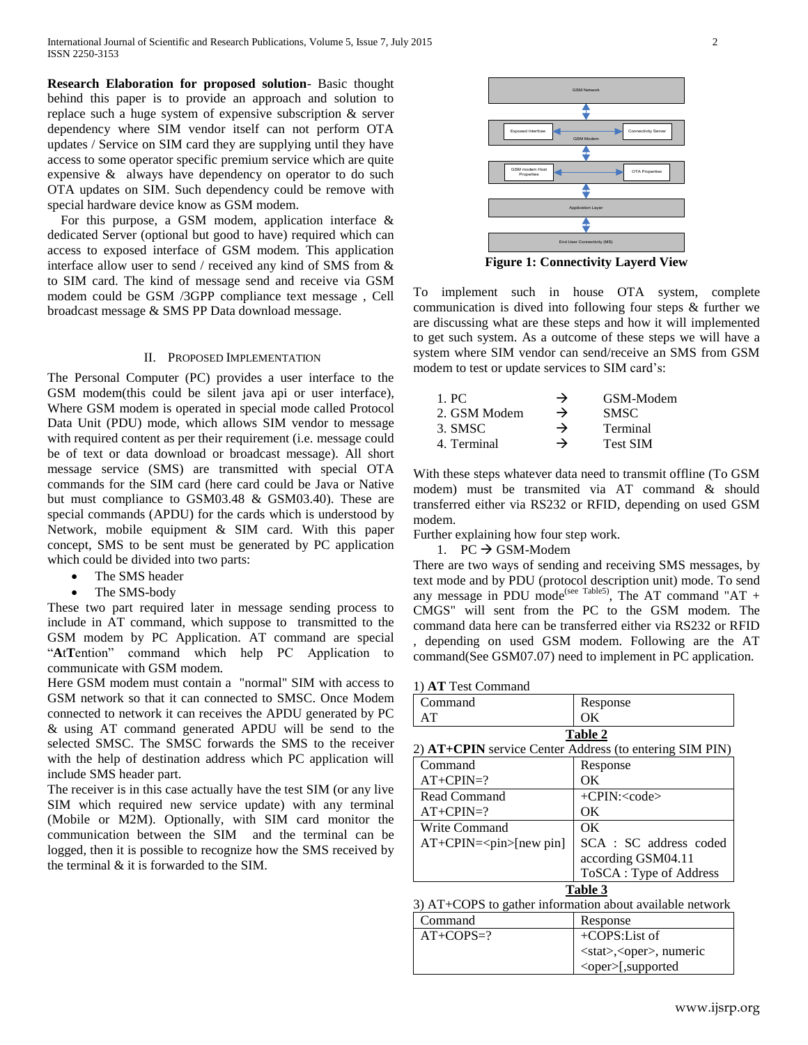**Research Elaboration for proposed solution**- Basic thought behind this paper is to provide an approach and solution to replace such a huge system of expensive subscription & server dependency where SIM vendor itself can not perform OTA updates / Service on SIM card they are supplying until they have access to some operator specific premium service which are quite expensive & always have dependency on operator to do such OTA updates on SIM. Such dependency could be remove with special hardware device know as GSM modem.

For this purpose, a GSM modem, application interface & dedicated Server (optional but good to have) required which can access to exposed interface of GSM modem. This application interface allow user to send / received any kind of SMS from & to SIM card. The kind of message send and receive via GSM modem could be GSM /3GPP compliance text message , Cell broadcast message & SMS PP Data download message.

## II. PROPOSED IMPLEMENTATION

The Personal Computer (PC) provides a user interface to the GSM modem(this could be silent java api or user interface), Where GSM modem is operated in special mode called Protocol Data Unit (PDU) mode, which allows SIM vendor to message with required content as per their requirement (i.e. message could be of text or data download or broadcast message). All short message service (SMS) are transmitted with special OTA commands for the SIM card (here card could be Java or Native but must compliance to GSM03.48 & GSM03.40). These are special commands (APDU) for the cards which is understood by Network, mobile equipment & SIM card. With this paper concept, SMS to be sent must be generated by PC application which could be divided into two parts:

- The SMS header
- The SMS-body

These two part required later in message sending process to include in AT command, which suppose to transmitted to the GSM modem by PC Application. AT command are special "**A**t**T**ention" command which help PC Application to communicate with GSM modem.

Here GSM modem must contain a "normal" SIM with access to GSM network so that it can connected to SMSC. Once Modem connected to network it can receives the APDU generated by PC & using AT command generated APDU will be send to the selected SMSC. The SMSC forwards the SMS to the receiver with the help of destination address which PC application will include SMS header part.

The receiver is in this case actually have the test SIM (or any live SIM which required new service update) with any terminal (Mobile or M2M). Optionally, with SIM card monitor the communication between the SIM and the terminal can be logged, then it is possible to recognize how the SMS received by the terminal & it is forwarded to the SIM.

GSM Network

Exposed Interface — GSM Modem — Connectivity Server

GSM modem Host Properties — OTA Properties

Application Layer

End User Connectivity (MS)

**Figure 1: Connectivity Layerd View**

To implement such in house OTA system, complete communication is dived into following four steps & further we are discussing what are these steps and how it will implemented to get such system. As a outcome of these steps we will have a system where SIM vendor can send/receive an SMS from GSM modem to test or update services to SIM card's:

1. PC → GSM-Modem
2. GSM Modem → SMSC
3. SMSC → Terminal
4. Terminal → Test SIM

With these steps whatever data need to transmit offline (To GSM modem) must be transmited via AT command & should transferred either via RS232 or RFID, depending on used GSM modem.

Further explaining how four step work.

1. PC → GSM-Modem

There are two ways of sending and receiving SMS messages, by text mode and by PDU (protocol description unit) mode. To send any message in PDU mode(see Table5), The AT command "AT + CMGS" will sent from the PC to the GSM modem. The command data here can be transferred either via RS232 or RFID , depending on used GSM modem. Following are the AT command(See GSM07.07) need to implement in PC application.

1) **AT** Test Command

| Command | Response |
|---|---|
| AT | OK |

**Table 2**

2) **AT+CPIN** service Center Address (to entering SIM PIN)

| Command | Response |
|---|---|
| AT+CPIN=? | OK |
| Read Command<br>AT+CPIN=? | +CPIN:<code><br>OK |
| Write Command<br>AT+CPIN=<pin>[new pin] | OK<br>SCA : SC address coded according GSM04.11<br>ToSCA : Type of Address |

**Table 3**

3) AT+COPS to gather information about available network

| Command | Response |
|---|---|
| AT+COPS=? | +COPS:List of <stat>,<oper>, numeric <oper>[,supported |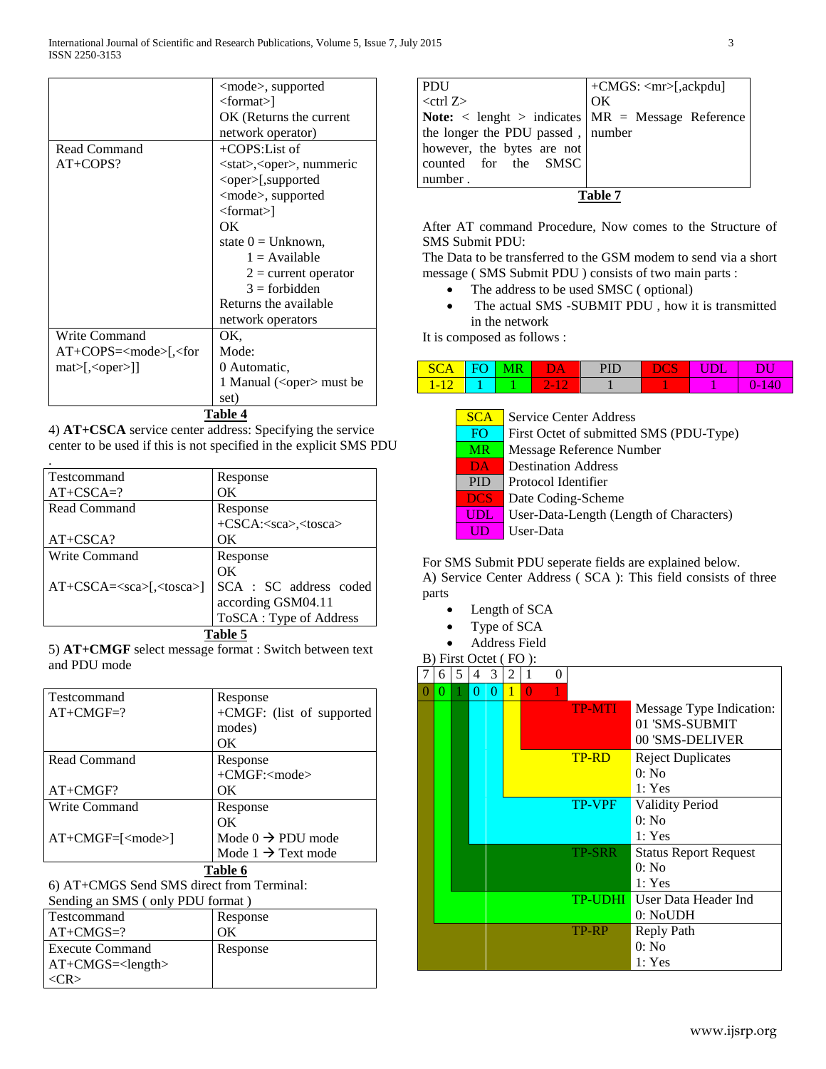|  | <mode>, supported <format>] OK (Returns the current network operator) |
| --- | --- |
| Read Command AT+COPS? | +COPS:List of <stat>,<oper>, nummeric <oper>[,supported <mode>, supported <format>] OK state 0 = Unknown, 1 = Available 2 = current operator 3 = forbidden Returns the available network operators |
| Write Command AT+COPS=<mode>[,<format>[,<oper>]] | OK, Mode: 0 Automatic, 1 Manual (<oper> must be set) |

**Table 4**

4) **AT+CSCA** service center address: Specifying the service center to be used if this is not specified in the explicit SMS PDU .

| Testcommand AT+CSCA=? | Response OK |
| --- | --- |
| Read Command AT+CSCA? | Response +CSCA:<sca>,<tosca> OK |
| Write Command AT+CSCA=<sca>[,<tosca>] | Response OK SCA : SC address coded according GSM04.11 ToSCA : Type of Address |

**Table 5**

5) **AT+CMGF** select message format : Switch between text and PDU mode

| Testcommand AT+CMGF=? | Response +CMGF: (list of supported modes) OK |
| --- | --- |
| Read Command AT+CMGF? | Response +CMGF:<mode> OK |
| Write Command AT+CMGF=[<mode>] | Response OK Mode 0 → PDU mode Mode 1 → Text mode |

**Table 6**

6) AT+CMGS Send SMS direct from Terminal: Sending an SMS ( only PDU format )

| Testcommand AT+CMGS=? | Response OK |
| --- | --- |
| Execute Command AT+CMGS=<length> <CR> PDU <ctrl Z> **Note:** < lenght > indicates the longer the PDU passed , however, the bytes are not counted for the SMSC number . | Response +CMGS: <mr>[,ackpdu] OK MR = Message Reference number |

**Table 7**

After AT command Procedure, Now comes to the Structure of SMS Submit PDU:

The Data to be transferred to the GSM modem to send via a short message ( SMS Submit PDU ) consists of two main parts :

- The address to be used SMSC ( optional)
- The actual SMS -SUBMIT PDU , how it is transmitted in the network

It is composed as follows :

| SCA | FO | MR | DA | PID | DCS | UDL | DU |
| --- | --- | --- | --- | --- | --- | --- | --- |
| 1-12 | 1 | 1 | 2-12 | 1 | 1 | 1 | 0-140 |

| | |
| --- | --- |
| SCA | Service Center Address |
| FO | First Octet of submitted SMS (PDU-Type) |
| MR | Message Reference Number |
| DA | Destination Address |
| PID | Protocol Identifier |
| DCS | Date Coding-Scheme |
| UDL | User-Data-Length (Length of Characters) |
| UD | User-Data |

For SMS Submit PDU seperate fields are explained below.

A) Service Center Address ( SCA ): This field consists of three parts

- Length of SCA
- Type of SCA
- Address Field

B) First Octet ( FO ):

| 7 | 6 | 5 | 4 | 3 | 2 | 1 | 0 | | |
| --- | --- | --- | --- | --- | --- | --- | --- | --- | --- |
| 0 | 0 | 1 | 0 | 0 | 1 | 0 | 1 | | |
| | | | | | | | | TP-MTI | Message Type Indication: 01 'SMS-SUBMIT 00 'SMS-DELIVER |
| | | | | | | | | TP-RD | Reject Duplicates 0: No 1: Yes |
| | | | | | | | | TP-VPF | Validity Period 0: No 1: Yes |
| | | | | | | | | TP-SRR | Status Report Request 0: No 1: Yes |
| | | | | | | | | TP-UDHI | User Data Header Ind 0: NoUDH |
| | | | | | | | | TP-RP | Reply Path 0: No 1: Yes |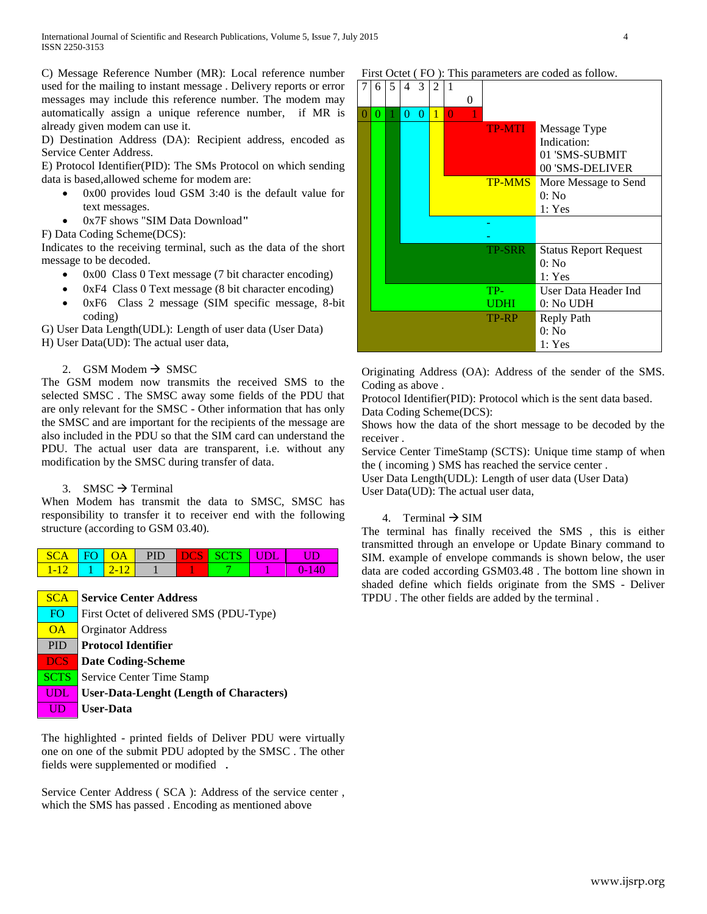C) Message Reference Number (MR): Local reference number used for the mailing to instant message . Delivery reports or error messages may include this reference number. The modem may automatically assign a unique reference number, if MR is already given modem can use it.

D) Destination Address (DA): Recipient address, encoded as Service Center Address.

E) Protocol Identifier(PID): The SMs Protocol on which sending data is based,allowed scheme for modem are:

- 0x00 provides loud GSM 3:40 is the default value for text messages.
- 0x7F shows "SIM Data Download"

F) Data Coding Scheme(DCS):

Indicates to the receiving terminal, such as the data of the short message to be decoded.

- 0x00 Class 0 Text message (7 bit character encoding)
- 0xF4 Class 0 Text message (8 bit character encoding)
- 0xF6 Class 2 message (SIM specific message, 8-bit coding)

G) User Data Length(UDL): Length of user data (User Data)

H) User Data(UD): The actual user data,

2. GSM Modem → SMSC

The GSM modem now transmits the received SMS to the selected SMSC . The SMSC away some fields of the PDU that are only relevant for the SMSC - Other information that has only the SMSC and are important for the recipients of the message are also included in the PDU so that the SIM card can understand the PDU. The actual user data are transparent, i.e. without any modification by the SMSC during transfer of data.

3. SMSC → Terminal

When Modem has transmit the data to SMSC, SMSC has responsibility to transfer it to receiver end with the following structure (according to GSM 03.40).

| SCA | FO | OA | PID | DCS | SCTS | UDL | UD |
|---|---|---|---|---|---|---|---|
| 1-12 | 1 | 2-12 | 1 | 1 | 7 | 1 | 0-140 |

| | |
|---|---|
| SCA | **Service Center Address** |
| FO | First Octet of delivered SMS (PDU-Type) |
| OA | Orginator Address |
| PID | **Protocol Identifier** |
| DCS | **Date Coding-Scheme** |
| SCTS | Service Center Time Stamp |
| UDL | **User-Data-Lenght (Length of Characters)** |
| UD | **User-Data** |

The highlighted - printed fields of Deliver PDU were virtually one on one of the submit PDU adopted by the SMSC . The other fields were supplemented or modified .

Service Center Address ( SCA ): Address of the service center , which the SMS has passed . Encoding as mentioned above

First Octet ( FO ): This parameters are coded as follow.

| 7 | 6 | 5 | 4 | 3 | 2 | 1 | 0 | | |
|---|---|---|---|---|---|---|---|---|---|
| 0 | 0 | 1 | 0 | 0 | 1 | 0 | 1 | | |
| | | | | | | | | TP-MTI | Message Type Indication: 01 'SMS-SUBMIT 00 'SMS-DELIVER |
| | | | | | | | | TP-MMS | More Message to Send 0: No 1: Yes |
| | | | | | | | | - - | |
| | | | | | | | | TP-SRR | Status Report Request 0: No 1: Yes |
| | | | | | | | | TP-UDHI | User Data Header Ind 0: No UDH |
| | | | | | | | | TP-RP | Reply Path 0: No 1: Yes |

Originating Address (OA): Address of the sender of the SMS. Coding as above .

Protocol Identifier(PID): Protocol which is the sent data based.

Data Coding Scheme(DCS):

Shows how the data of the short message to be decoded by the receiver .

Service Center TimeStamp (SCTS): Unique time stamp of when the ( incoming ) SMS has reached the service center .

User Data Length(UDL): Length of user data (User Data)

User Data(UD): The actual user data,

4. Terminal → SIM

The terminal has finally received the SMS , this is either transmitted through an envelope or Update Binary command to SIM. example of envelope commands is shown below, the user data are coded according GSM03.48 . The bottom line shown in shaded define which fields originate from the SMS - Deliver TPDU . The other fields are added by the terminal .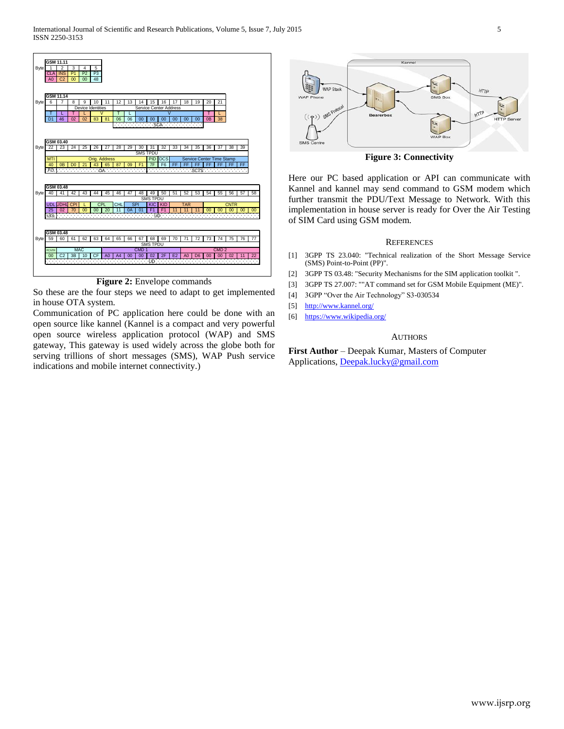**GSM 11.11**

| Byte | 1 | 2 | 3 | 4 | 5 |
|---|---|---|---|---|---|
| | CLA | INS | P1 | P2 | P3 |
| | A0 | C2 | 00 | 00 | 48 |

**GSM 11.14**

| Byte | 6 | 7 | 8 | 9 | 10 | 11 | 12 | 13 | 14 | 15 | 16 | 17 | 18 | 19 | 20 | 21 |
|---|---|---|---|---|---|---|---|---|---|---|---|---|---|---|---|---|
| | Device Identities | | | | | | Service Center Address | | | | | | | | | |
| | T | L | T | L | V | | T | L | V | | | | | | T | L |
| | D1 | 46 | 02 | 02 | 83 | 81 | 06 | 06 | 00 | 00 | 00 | 00 | 00 | 00 | 0B | 38 |
| | | | | | | | SCA | | | | | | | | | |

**GSM 03.40**

| Byte | 22 | 23 | 24 | 25 | 26 | 27 | 28 | 29 | 30 | 31 | 32 | 33 | 34 | 35 | 36 | 37 | 38 | 39 |
|---|---|---|---|---|---|---|---|---|---|---|---|---|---|---|---|---|---|---|
| | SMS TPDU | | | | | | | | | | | | | | | | | |
| | MTI | Orig. Address | | | | | | | | PID | DCS | Service Center Time Stamp | | | | | | |
| | 40 | 0B | D0 | 21 | 43 | 65 | 87 | 09 | F1 | 7F | F6 | FF | FF | FF | FF | FF | FF | FF |
| | FO | OA | | | | | | | | | | SCTS | | | | | | |

**GSM 03.48**

| Byte | 40 | 41 | 42 | 43 | 44 | 45 | 46 | 47 | 48 | 49 | 50 | 51 | 52 | 53 | 54 | 55 | 56 | 57 | 58 |
|---|---|---|---|---|---|---|---|---|---|---|---|---|---|---|---|---|---|---|---|
| | SMS TPDU | | | | | | | | | | | | | | | | | | |
| | UDL | UDHL | CPI | L | CPL | | CHL | SPI | | KIC | KID | TAR | | | CNTR | | | | |
| | 25 | 02 | 70 | 00 | 00 | 20 | 11 | 0A | 01 | F1 | F1 | 11 | 11 | 11 | 00 | 00 | 00 | 00 | 00 |
| | UDL | UD | | | | | | | | | | | | | | | | | |

**GSM 03.48**

| Byte | 59 | 60 | 61 | 62 | 63 | 64 | 65 | 66 | 67 | 68 | 69 | 70 | 71 | 72 | 73 | 74 | 75 | 76 | 77 |
|---|---|---|---|---|---|---|---|---|---|---|---|---|---|---|---|---|---|---|---|
| | SMS TPDU | | | | | | | | | | | | | | | | | | |
| | PCNTR | MAC | | | | CMD 1 | | | | | | | CMD 2 | | | | | | |
| | 00 | C2 | 3B | 10 | CF | A0 | A4 | 00 | 00 | 02 | 2F | E2 | A0 | D6 | 00 | 00 | 02 | 11 | 22 |
| | UD | | | | | | | | | | | | | | | | | | |

**Figure 2:** Envelope commands

So these are the four steps we need to adapt to get implemented in house OTA system.

Communication of PC application here could be done with an open source like kannel (Kannel is a compact and very powerful open source wireless application protocol (WAP) and SMS gateway, This gateway is used widely across the globe both for serving trillions of short messages (SMS), WAP Push service indications and mobile internet connectivity.)

Kannel

WAP Stack

WAP Phone

SMS Protocol

SMS Centre

Bearerbox

SMS Box

WAP Box

HTTP

HTTP

HTTP Server

**Figure 3: Connectivity**

Here our PC based application or API can communicate with Kannel and kannel may send command to GSM modem which further transmit the PDU/Text Message to Network. With this implementation in house server is ready for Over the Air Testing of SIM Card using GSM modem.

## References

[1] 3GPP TS 23.040: "Technical realization of the Short Message Service (SMS) Point-to-Point (PP)".

[2] 3GPP TS 03.48: "Security Mechanisms for the SIM application toolkit ".

[3] 3GPP TS 27.007: ""AT command set for GSM Mobile Equipment (ME)".

[4] 3GPP "Over the Air Technology" S3-030534

[5] http://www.kannel.org/

[6] https://www.wikipedia.org/

## Authors

**First Author** – Deepak Kumar, Masters of Computer Applications, Deepak.lucky@gmail.com